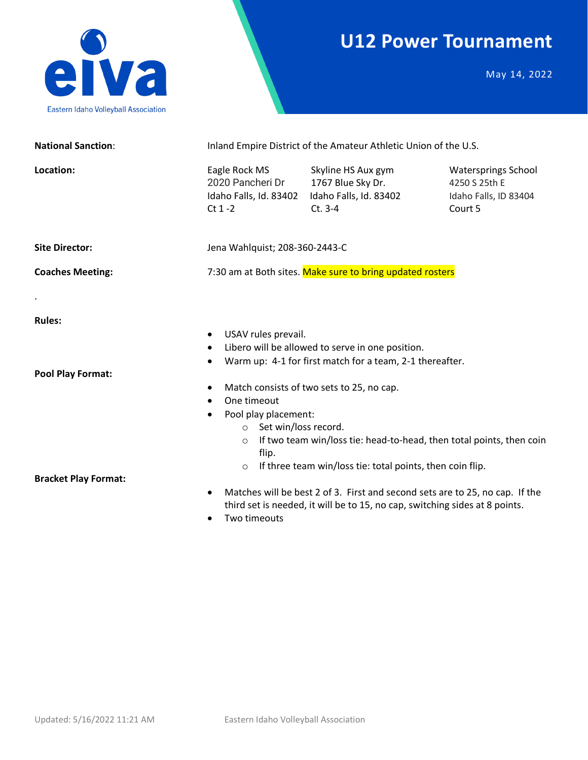eiva

Eastern Idaho Volleyball Association

# U12 Power Tournament

May 14, 2022

**National Sanction**: Inland Empire District of the Amateur Athletic Union of the U.S.

**Location:**

| Eagle Rock MS | Skyline HS Aux gym | Watersprings School |
| --- | --- | --- |
| 2020 Pancheri Dr | 1767 Blue Sky Dr. | 4250 S 25th E |
| Idaho Falls, Id. 83402 | Idaho Falls, Id. 83402 | Idaho Falls, ID 83404 |
| Ct 1 -2 | Ct. 3-4 | Court 5 |

**Site Director:** Jena Wahlquist; 208-360-2443-C

**Coaches Meeting:** 7:30 am at Both sites. Make sure to bring updated rosters

.

**Rules:**

- USAV rules prevail.
- Libero will be allowed to serve in one position.
- Warm up: 4-1 for first match for a team, 2-1 thereafter.

**Pool Play Format:**

- Match consists of two sets to 25, no cap.
- One timeout
- Pool play placement:
  - Set win/loss record.
  - If two team win/loss tie: head-to-head, then total points, then coin flip.
  - If three team win/loss tie: total points, then coin flip.

**Bracket Play Format:**

- Matches will be best 2 of 3. First and second sets are to 25, no cap. If the third set is needed, it will be to 15, no cap, switching sides at 8 points.
- Two timeouts

Updated: 5/16/2022 11:21 AM Eastern Idaho Volleyball Association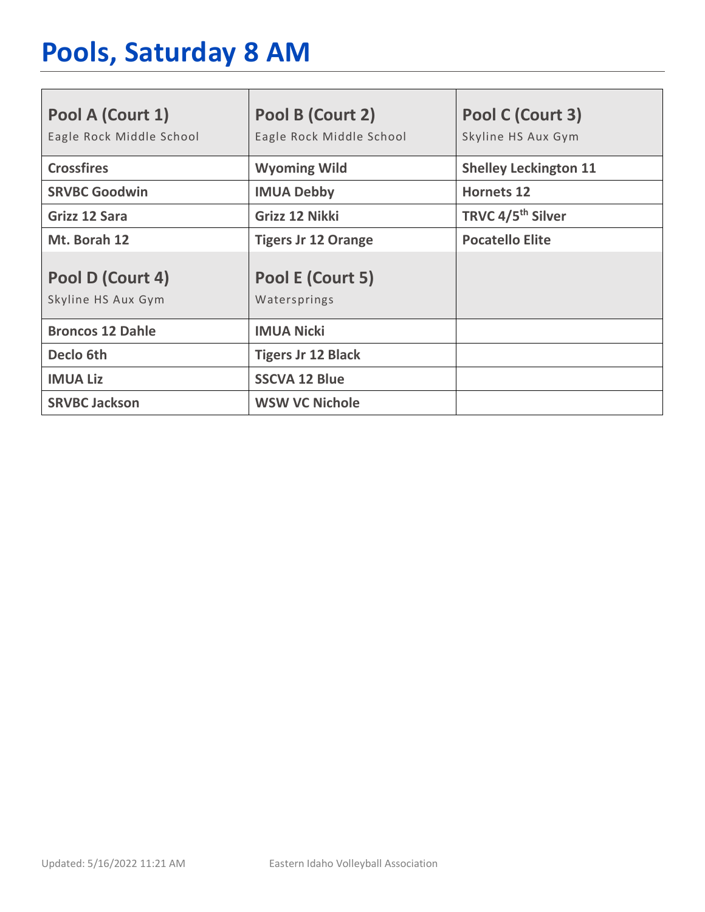# Pools, Saturday 8 AM

| Pool A (Court 1)<br>Eagle Rock Middle School | Pool B (Court 2)<br>Eagle Rock Middle School | Pool C (Court 3)<br>Skyline HS Aux Gym |
|---|---|---|
| **Crossfires** | **Wyoming Wild** | **Shelley Leckington 11** |
| **SRVBC Goodwin** | **IMUA Debby** | **Hornets 12** |
| **Grizz 12 Sara** | **Grizz 12 Nikki** | **TRVC 4/5th Silver** |
| **Mt. Borah 12** | **Tigers Jr 12 Orange** | **Pocatello Elite** |
| **Pool D (Court 4)**<br>Skyline HS Aux Gym | **Pool E (Court 5)**<br>Watersprings | |
| **Broncos 12 Dahle** | **IMUA Nicki** | |
| **Declo 6th** | **Tigers Jr 12 Black** | |
| **IMUA Liz** | **SSCVA 12 Blue** | |
| **SRVBC Jackson** | **WSW VC Nichole** | |

Updated: 5/16/2022 11:21 AM Eastern Idaho Volleyball Association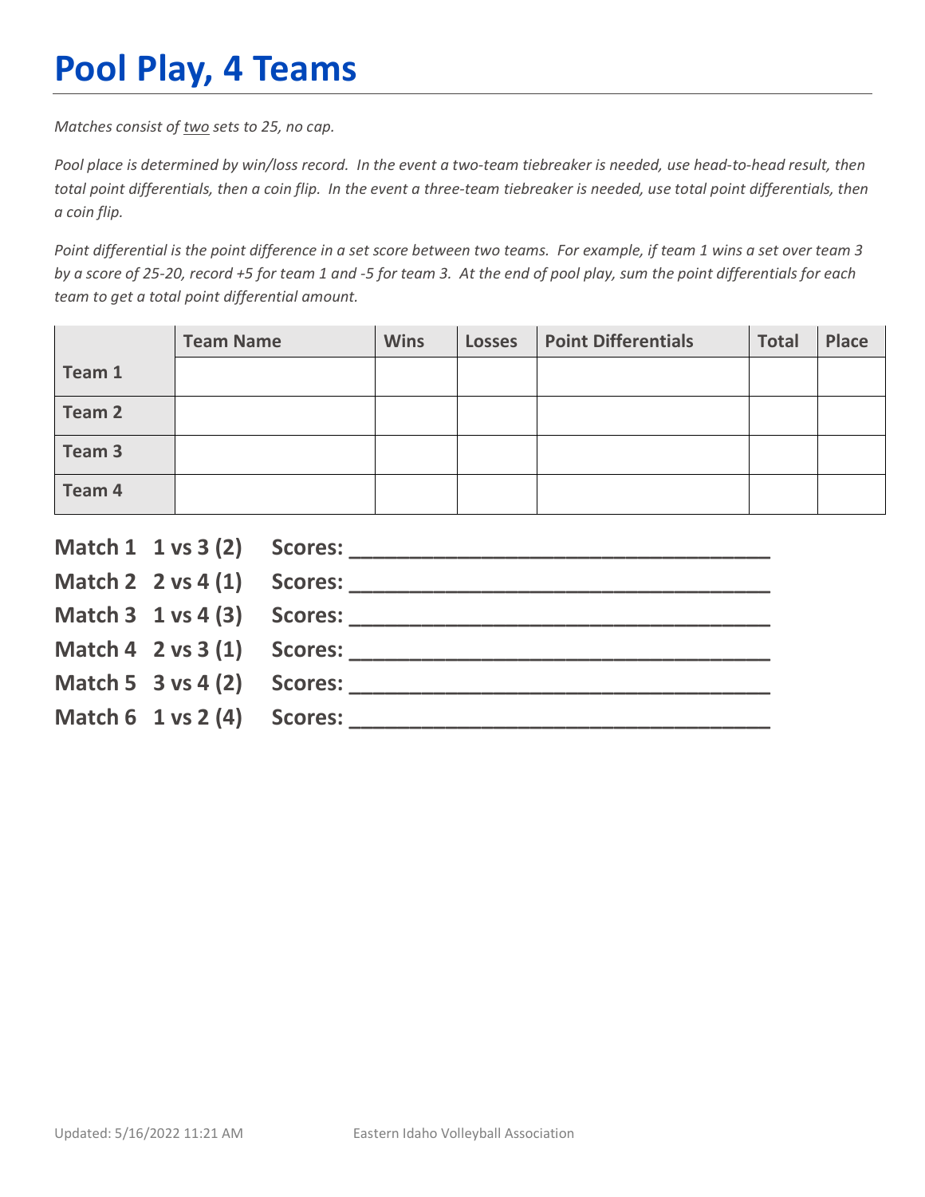# Pool Play, 4 Teams

*Matches consist of two sets to 25, no cap.*

*Pool place is determined by win/loss record. In the event a two-team tiebreaker is needed, use head-to-head result, then total point differentials, then a coin flip. In the event a three-team tiebreaker is needed, use total point differentials, then a coin flip.*

*Point differential is the point difference in a set score between two teams. For example, if team 1 wins a set over team 3 by a score of 25-20, record +5 for team 1 and -5 for team 3. At the end of pool play, sum the point differentials for each team to get a total point differential amount.*

| | Team Name | Wins | Losses | Point Differentials | Total | Place |
|---|---|---|---|---|---|---|
| **Team 1** | | | | | | |
| **Team 2** | | | | | | |
| **Team 3** | | | | | | |
| **Team 4** | | | | | | |

**Match 1 1 vs 3 (2) Scores: ___________________________________**

**Match 2 2 vs 4 (1) Scores: ___________________________________**

**Match 3 1 vs 4 (3) Scores: ___________________________________**

**Match 4 2 vs 3 (1) Scores: ___________________________________**

**Match 5 3 vs 4 (2) Scores: ___________________________________**

**Match 6 1 vs 2 (4) Scores: ___________________________________**

Updated: 5/16/2022 11:21 AM Eastern Idaho Volleyball Association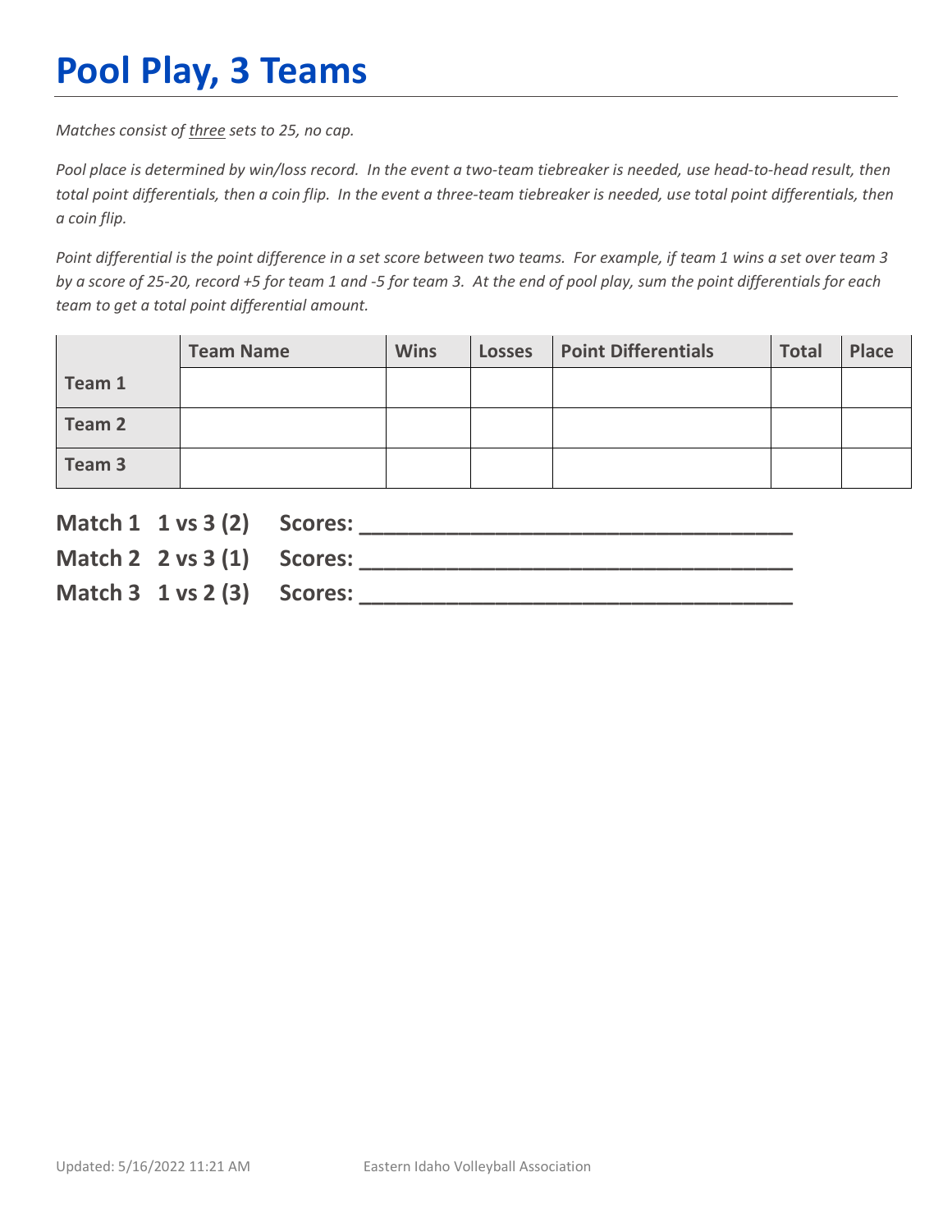# Pool Play, 3 Teams

*Matches consist of three sets to 25, no cap.*

*Pool place is determined by win/loss record. In the event a two-team tiebreaker is needed, use head-to-head result, then total point differentials, then a coin flip. In the event a three-team tiebreaker is needed, use total point differentials, then a coin flip.*

*Point differential is the point difference in a set score between two teams. For example, if team 1 wins a set over team 3 by a score of 25-20, record +5 for team 1 and -5 for team 3. At the end of pool play, sum the point differentials for each team to get a total point differential amount.*

| | Team Name | Wins | Losses | Point Differentials | Total | Place |
|---|---|---|---|---|---|---|
| **Team 1** | | | | | | |
| **Team 2** | | | | | | |
| **Team 3** | | | | | | |

**Match 1 1 vs 3 (2) Scores: ___________________________________**

**Match 2 2 vs 3 (1) Scores: ___________________________________**

**Match 3 1 vs 2 (3) Scores: ___________________________________**

Updated: 5/16/2022 11:21 AM Eastern Idaho Volleyball Association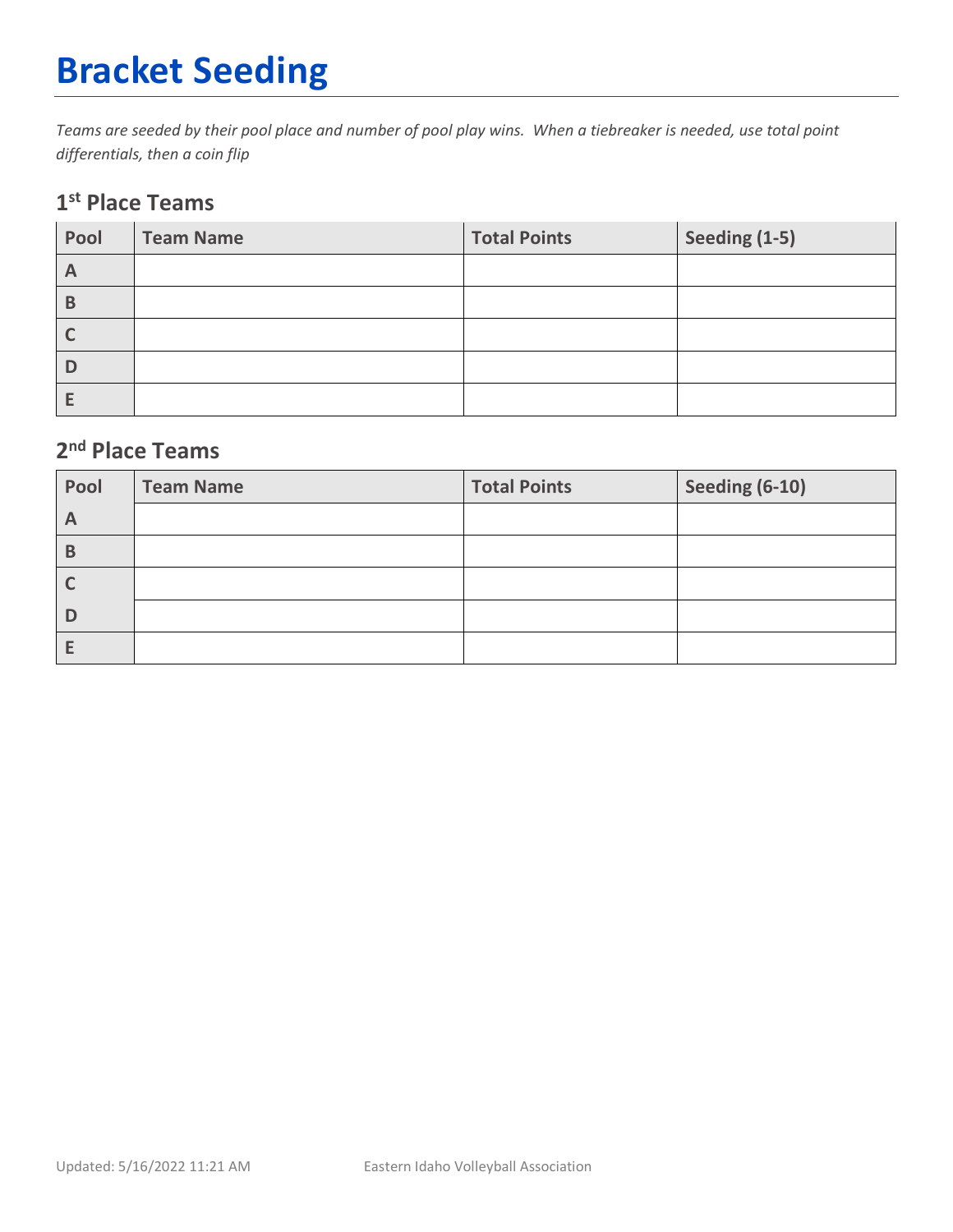# Bracket Seeding

*Teams are seeded by their pool place and number of pool play wins. When a tiebreaker is needed, use total point differentials, then a coin flip*

## 1st Place Teams

| Pool | Team Name | Total Points | Seeding (1-5) |
|---|---|---|---|
| A | | | |
| B | | | |
| C | | | |
| D | | | |
| E | | | |

## 2nd Place Teams

| Pool | Team Name | Total Points | Seeding (6-10) |
|---|---|---|---|
| A | | | |
| B | | | |
| C | | | |
| D | | | |
| E | | | |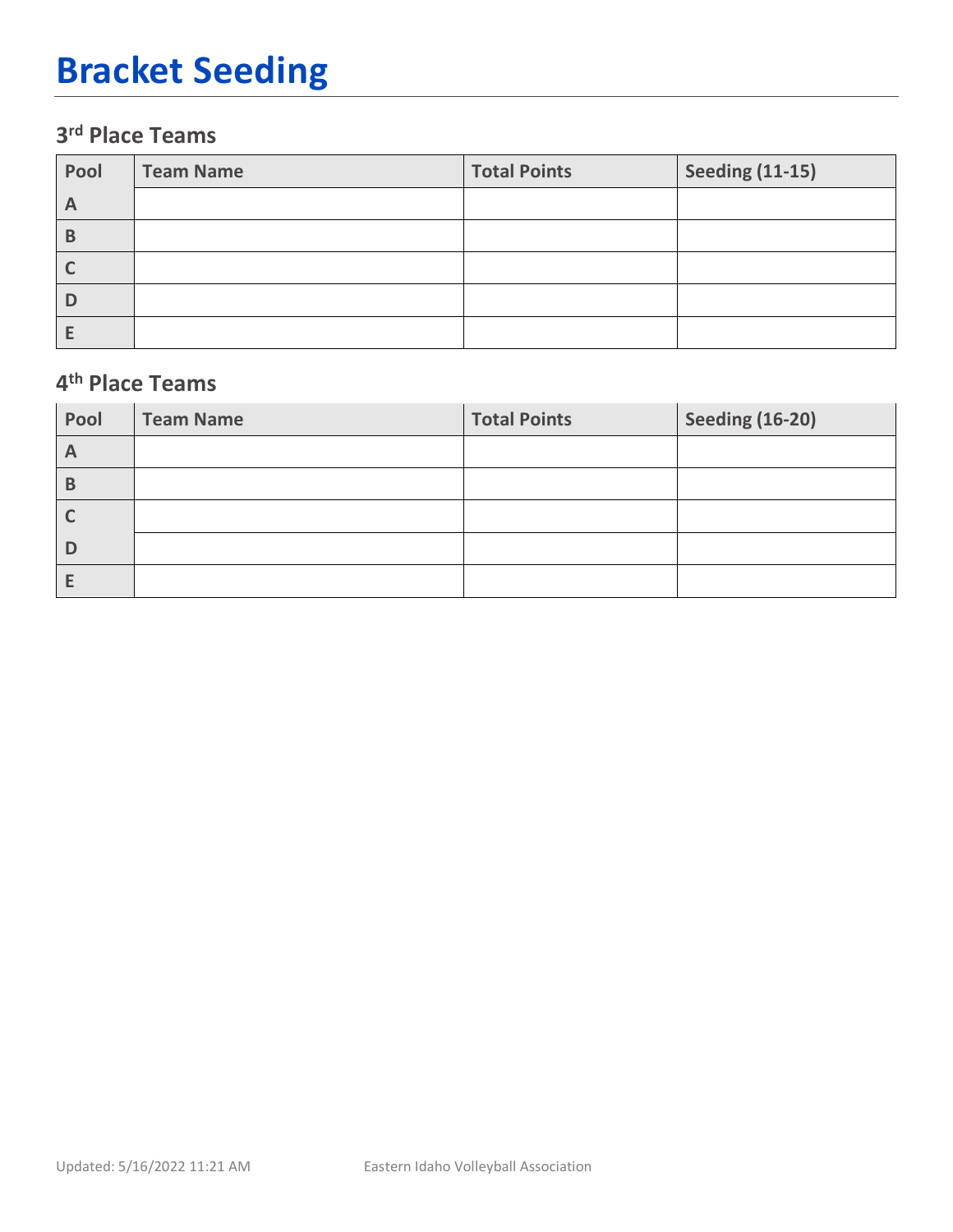# Bracket Seeding

## 3rd Place Teams

| Pool | Team Name | Total Points | Seeding (11-15) |
|---|---|---|---|
| A | | | |
| B | | | |
| C | | | |
| D | | | |
| E | | | |

## 4th Place Teams

| Pool | Team Name | Total Points | Seeding (16-20) |
|---|---|---|---|
| A | | | |
| B | | | |
| C | | | |
| D | | | |
| E | | | |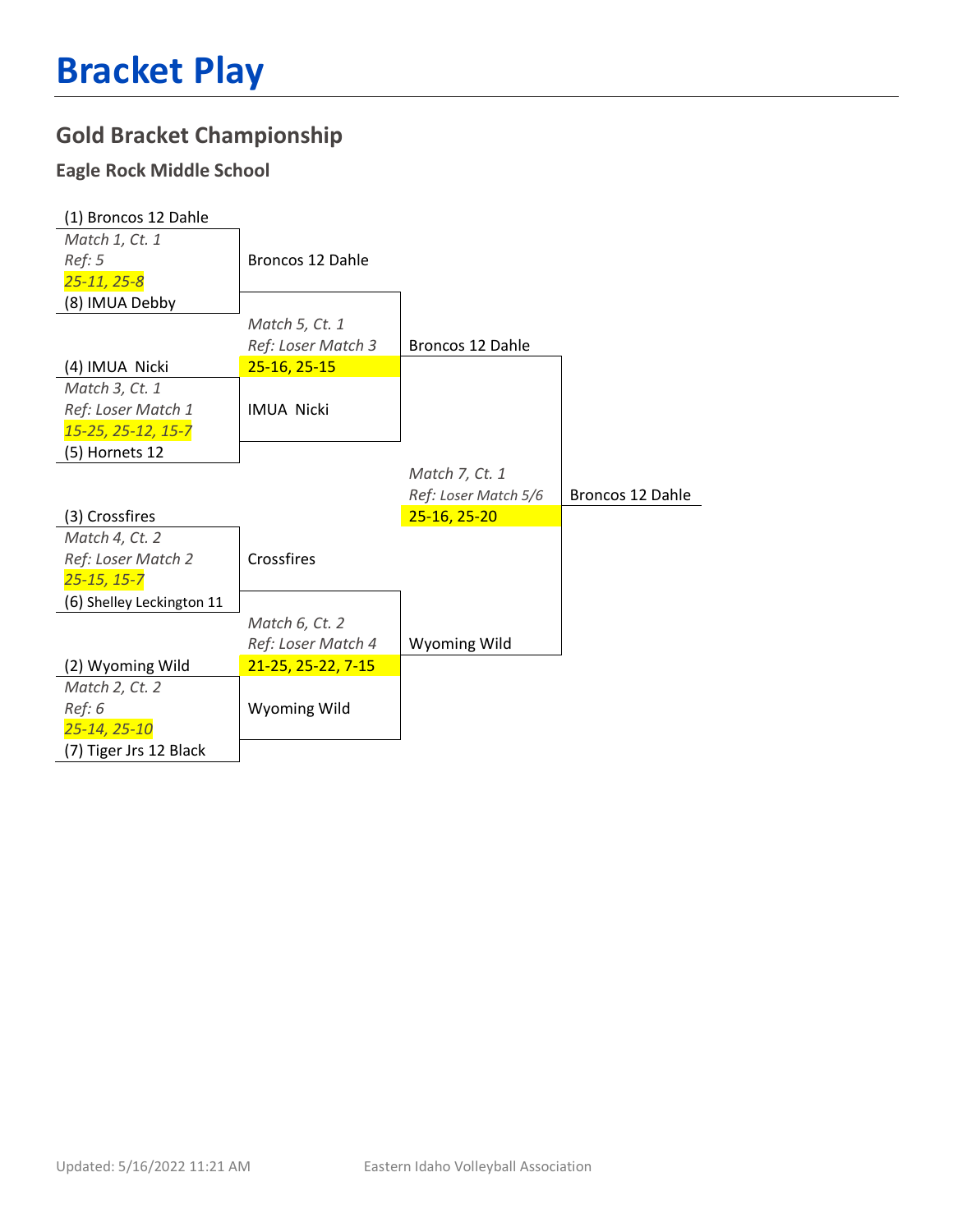# Bracket Play

## Gold Bracket Championship

### Eagle Rock Middle School

**Round 1**

- (1) Broncos 12 Dahle vs (8) IMUA Debby — *Match 1, Ct. 1* — *Ref: 5* — *25-11, 25-8* → Broncos 12 Dahle
- (4) IMUA Nicki vs (5) Hornets 12 — *Match 3, Ct. 1* — *Ref: Loser Match 1* — *15-25, 25-12, 15-7* → IMUA Nicki
- (3) Crossfires vs (6) Shelley Leckington 11 — *Match 4, Ct. 2* — *Ref: Loser Match 2* — *25-15, 15-7* → Crossfires
- (2) Wyoming Wild vs (7) Tiger Jrs 12 Black — *Match 2, Ct. 2* — *Ref: 6* — *25-14, 25-10* → Wyoming Wild

**Semifinals**

- Broncos 12 Dahle vs IMUA Nicki — *Match 5, Ct. 1* — *Ref: Loser Match 3* — 25-16, 25-15 → Broncos 12 Dahle
- Crossfires vs Wyoming Wild — *Match 6, Ct. 2* — *Ref: Loser Match 4* — 21-25, 25-22, 7-15 → Wyoming Wild

**Final**

- Broncos 12 Dahle vs Wyoming Wild — *Match 7, Ct. 1* — *Ref: Loser Match 5/6* — 25-16, 25-20 → Broncos 12 Dahle

Updated: 5/16/2022 11:21 AM

Eastern Idaho Volleyball Association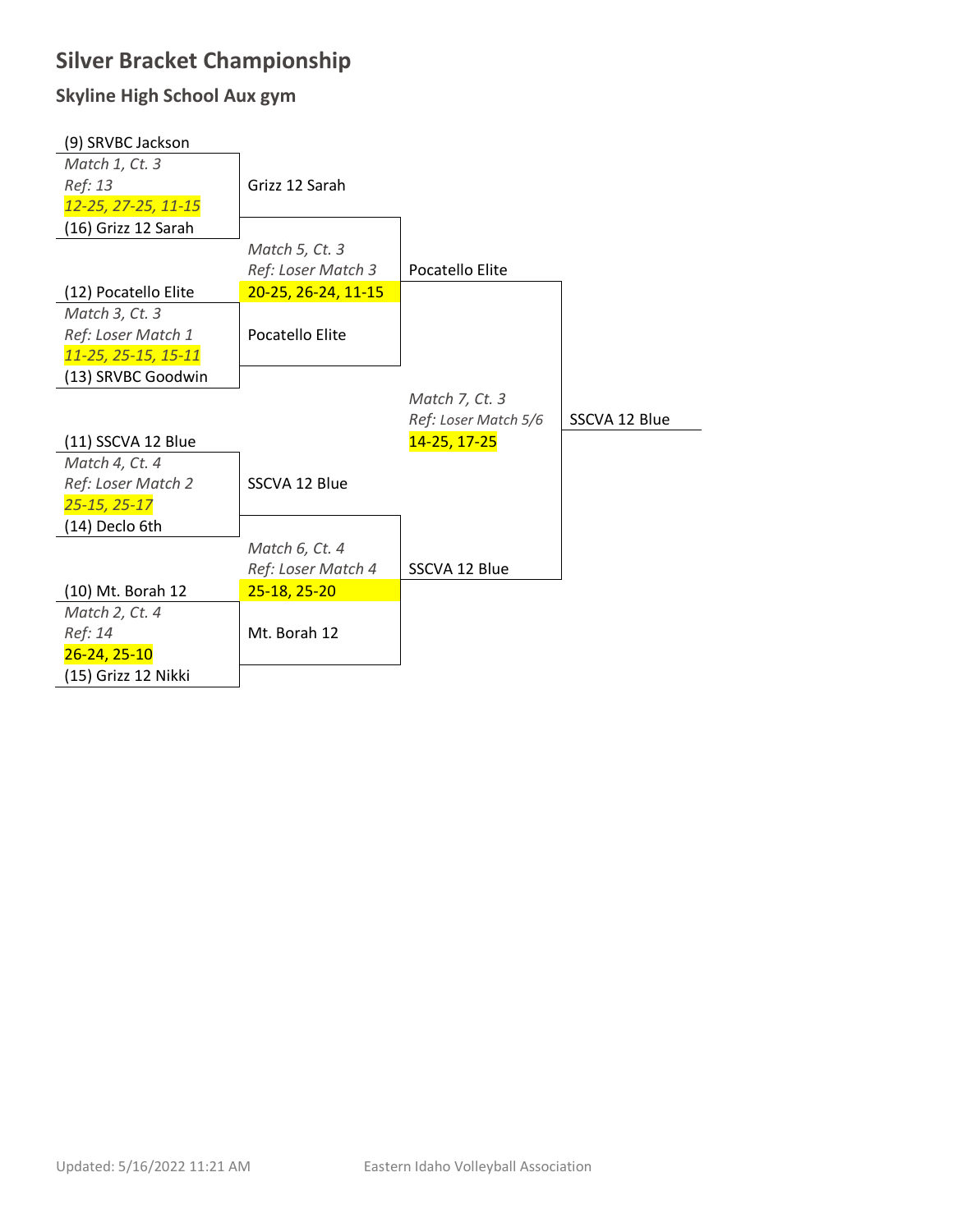# Silver Bracket Championship

## Skyline High School Aux gym

(9) SRVBC Jackson
*Match 1, Ct. 3*
*Ref: 13*
*12-25, 27-25, 11-15*
(16) Grizz 12 Sarah

Grizz 12 Sarah

*Match 5, Ct. 3*
*Ref: Loser Match 3*
20-25, 26-24, 11-15

Pocatello Elite

(12) Pocatello Elite
*Match 3, Ct. 3*
*Ref: Loser Match 1*
*11-25, 25-15, 15-11*
(13) SRVBC Goodwin

Pocatello Elite

*Match 7, Ct. 3*
*Ref: Loser Match 5/6*
14-25, 17-25

SSCVA 12 Blue

(11) SSCVA 12 Blue
*Match 4, Ct. 4*
*Ref: Loser Match 2*
*25-15, 25-17*
(14) Declo 6th

SSCVA 12 Blue

*Match 6, Ct. 4*
*Ref: Loser Match 4*
25-18, 25-20

SSCVA 12 Blue

(10) Mt. Borah 12
*Match 2, Ct. 4*
*Ref: 14*
26-24, 25-10
(15) Grizz 12 Nikki

Mt. Borah 12

Updated: 5/16/2022 11:21 AM

Eastern Idaho Volleyball Association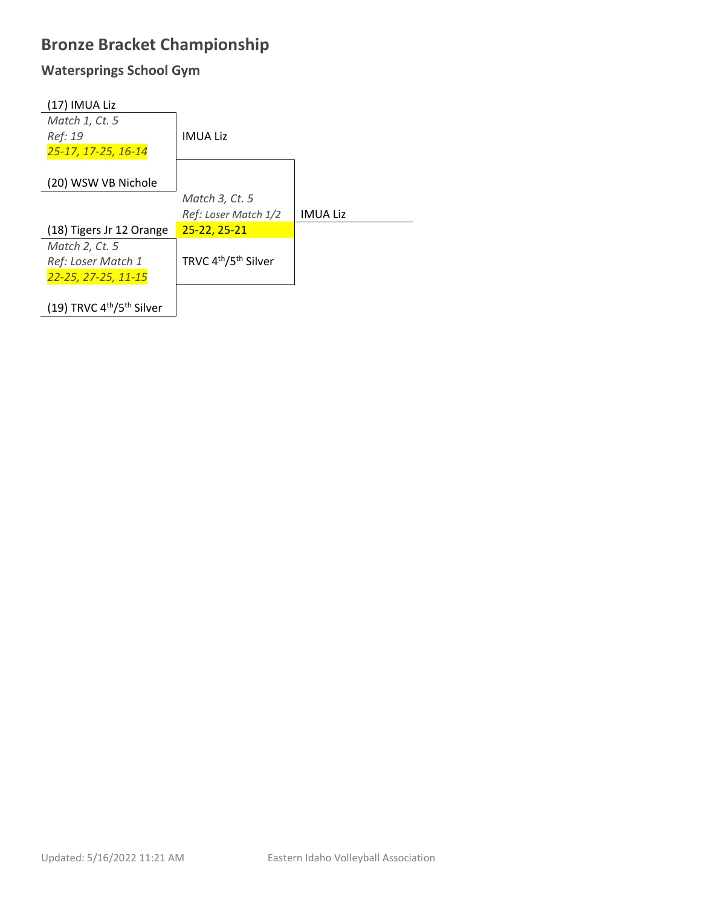# Bronze Bracket Championship

## Waterprings School Gym

(17) IMUA Liz

*Match 1, Ct. 5*
*Ref: 19*
*25-17, 17-25, 16-14*

(20) WSW VB Nichole

IMUA Liz

*Match 3, Ct. 5*
*Ref: Loser Match 1/2*
25-22, 25-21

IMUA Liz

(18) Tigers Jr 12 Orange

*Match 2, Ct. 5*
*Ref: Loser Match 1*
*22-25, 27-25, 11-15*

(19) TRVC 4th/5th Silver

TRVC 4th/5th Silver

Updated: 5/16/2022 11:21 AM

Eastern Idaho Volleyball Association